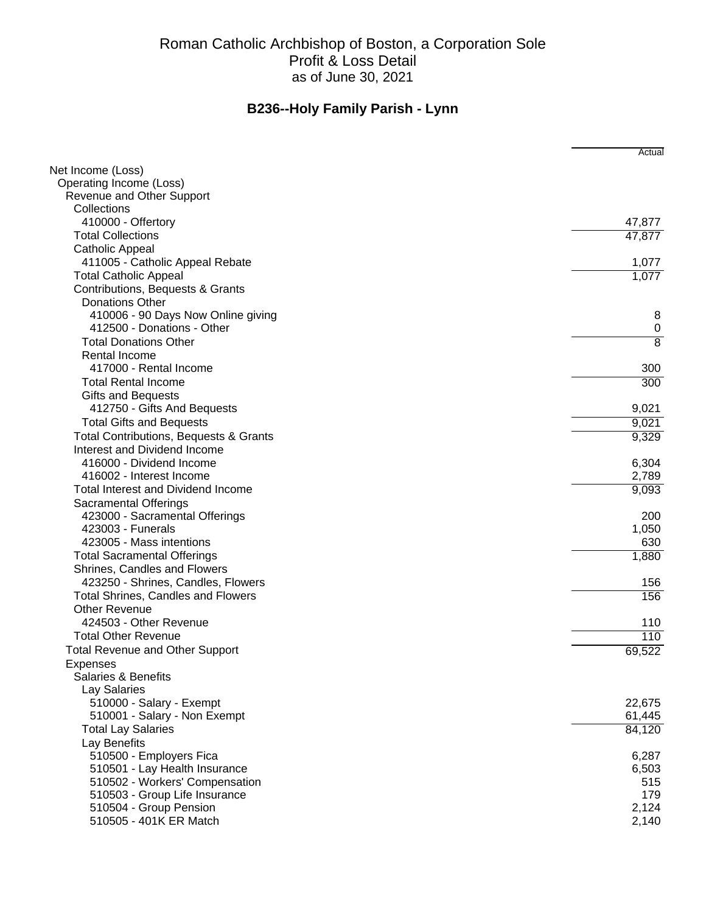# Roman Catholic Archbishop of Boston, a Corporation Sole
## Profit & Loss Detail
### as of June 30, 2021

## B236--Holy Family Parish - Lynn

| | Actual |
|---|---|
| Net Income (Loss) | |
| Operating Income (Loss) | |
| Revenue and Other Support | |
| Collections | |
| 410000 - Offertory | 47,877 |
| Total Collections | 47,877 |
| Catholic Appeal | |
| 411005 - Catholic Appeal Rebate | 1,077 |
| Total Catholic Appeal | 1,077 |
| Contributions, Bequests & Grants | |
| Donations Other | |
| 410006 - 90 Days Now Online giving | 8 |
| 412500 - Donations - Other | 0 |
| Total Donations Other | 8 |
| Rental Income | |
| 417000 - Rental Income | 300 |
| Total Rental Income | 300 |
| Gifts and Bequests | |
| 412750 - Gifts And Bequests | 9,021 |
| Total Gifts and Bequests | 9,021 |
| Total Contributions, Bequests & Grants | 9,329 |
| Interest and Dividend Income | |
| 416000 - Dividend Income | 6,304 |
| 416002 - Interest Income | 2,789 |
| Total Interest and Dividend Income | 9,093 |
| Sacramental Offerings | |
| 423000 - Sacramental Offerings | 200 |
| 423003 - Funerals | 1,050 |
| 423005 - Mass intentions | 630 |
| Total Sacramental Offerings | 1,880 |
| Shrines, Candles and Flowers | |
| 423250 - Shrines, Candles, Flowers | 156 |
| Total Shrines, Candles and Flowers | 156 |
| Other Revenue | |
| 424503 - Other Revenue | 110 |
| Total Other Revenue | 110 |
| Total Revenue and Other Support | 69,522 |
| Expenses | |
| Salaries & Benefits | |
| Lay Salaries | |
| 510000 - Salary - Exempt | 22,675 |
| 510001 - Salary - Non Exempt | 61,445 |
| Total Lay Salaries | 84,120 |
| Lay Benefits | |
| 510500 - Employers Fica | 6,287 |
| 510501 - Lay Health Insurance | 6,503 |
| 510502 - Workers' Compensation | 515 |
| 510503 - Group Life Insurance | 179 |
| 510504 - Group Pension | 2,124 |
| 510505 - 401K ER Match | 2,140 |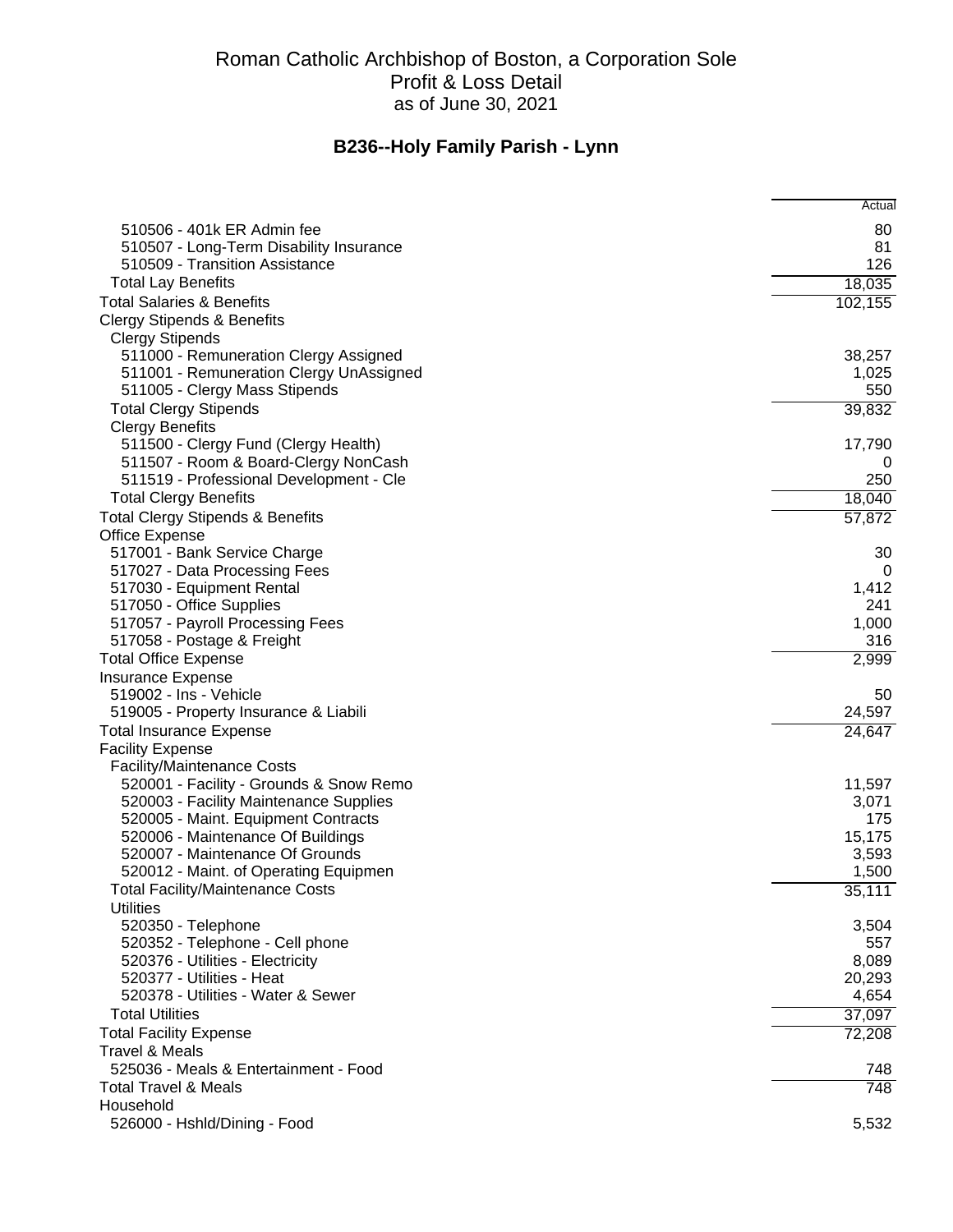# Roman Catholic Archbishop of Boston, a Corporation Sole
## Profit & Loss Detail
## as of June 30, 2021

## B236--Holy Family Parish - Lynn

| | Actual |
|---|---|
| 510506 - 401k ER Admin fee | 80 |
| 510507 - Long-Term Disability Insurance | 81 |
| 510509 - Transition Assistance | 126 |
| Total Lay Benefits | 18,035 |
| Total Salaries & Benefits | 102,155 |
| Clergy Stipends & Benefits | |
| Clergy Stipends | |
| 511000 - Remuneration Clergy Assigned | 38,257 |
| 511001 - Remuneration Clergy UnAssigned | 1,025 |
| 511005 - Clergy Mass Stipends | 550 |
| Total Clergy Stipends | 39,832 |
| Clergy Benefits | |
| 511500 - Clergy Fund (Clergy Health) | 17,790 |
| 511507 - Room & Board-Clergy NonCash | 0 |
| 511519 - Professional Development - Cle | 250 |
| Total Clergy Benefits | 18,040 |
| Total Clergy Stipends & Benefits | 57,872 |
| Office Expense | |
| 517001 - Bank Service Charge | 30 |
| 517027 - Data Processing Fees | 0 |
| 517030 - Equipment Rental | 1,412 |
| 517050 - Office Supplies | 241 |
| 517057 - Payroll Processing Fees | 1,000 |
| 517058 - Postage & Freight | 316 |
| Total Office Expense | 2,999 |
| Insurance Expense | |
| 519002 - Ins - Vehicle | 50 |
| 519005 - Property Insurance & Liabili | 24,597 |
| Total Insurance Expense | 24,647 |
| Facility Expense | |
| Facility/Maintenance Costs | |
| 520001 - Facility - Grounds & Snow Remo | 11,597 |
| 520003 - Facility Maintenance Supplies | 3,071 |
| 520005 - Maint. Equipment Contracts | 175 |
| 520006 - Maintenance Of Buildings | 15,175 |
| 520007 - Maintenance Of Grounds | 3,593 |
| 520012 - Maint. of Operating Equipmen | 1,500 |
| Total Facility/Maintenance Costs | 35,111 |
| Utilities | |
| 520350 - Telephone | 3,504 |
| 520352 - Telephone - Cell phone | 557 |
| 520376 - Utilities - Electricity | 8,089 |
| 520377 - Utilities - Heat | 20,293 |
| 520378 - Utilities - Water & Sewer | 4,654 |
| Total Utilities | 37,097 |
| Total Facility Expense | 72,208 |
| Travel & Meals | |
| 525036 - Meals & Entertainment - Food | 748 |
| Total Travel & Meals | 748 |
| Household | |
| 526000 - Hshld/Dining - Food | 5,532 |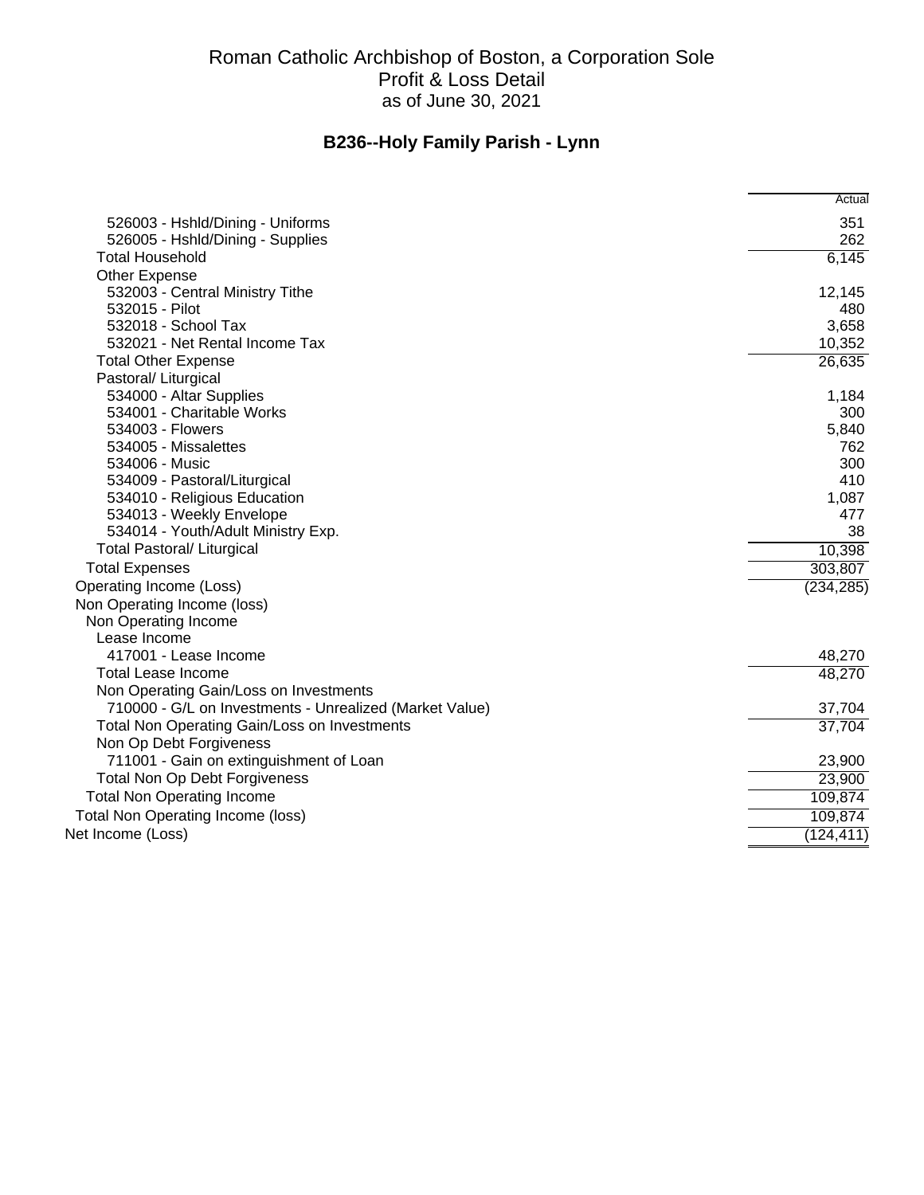# Roman Catholic Archbishop of Boston, a Corporation Sole
Profit & Loss Detail
as of June 30, 2021

## B236--Holy Family Parish - Lynn

| | Actual |
|---|---|
| 526003 - Hshld/Dining - Uniforms | 351 |
| 526005 - Hshld/Dining - Supplies | 262 |
| Total Household | 6,145 |
| Other Expense | |
| 532003 - Central Ministry Tithe | 12,145 |
| 532015 - Pilot | 480 |
| 532018 - School Tax | 3,658 |
| 532021 - Net Rental Income Tax | 10,352 |
| Total Other Expense | 26,635 |
| Pastoral/ Liturgical | |
| 534000 - Altar Supplies | 1,184 |
| 534001 - Charitable Works | 300 |
| 534003 - Flowers | 5,840 |
| 534005 - Missalettes | 762 |
| 534006 - Music | 300 |
| 534009 - Pastoral/Liturgical | 410 |
| 534010 - Religious Education | 1,087 |
| 534013 - Weekly Envelope | 477 |
| 534014 - Youth/Adult Ministry Exp. | 38 |
| Total Pastoral/ Liturgical | 10,398 |
| Total Expenses | 303,807 |
| Operating Income (Loss) | (234,285) |
| Non Operating Income (loss) | |
| Non Operating Income | |
| Lease Income | |
| 417001 - Lease Income | 48,270 |
| Total Lease Income | 48,270 |
| Non Operating Gain/Loss on Investments | |
| 710000 - G/L on Investments - Unrealized (Market Value) | 37,704 |
| Total Non Operating Gain/Loss on Investments | 37,704 |
| Non Op Debt Forgiveness | |
| 711001 - Gain on extinguishment of Loan | 23,900 |
| Total Non Op Debt Forgiveness | 23,900 |
| Total Non Operating Income | 109,874 |
| Total Non Operating Income (loss) | 109,874 |
| Net Income (Loss) | (124,411) |